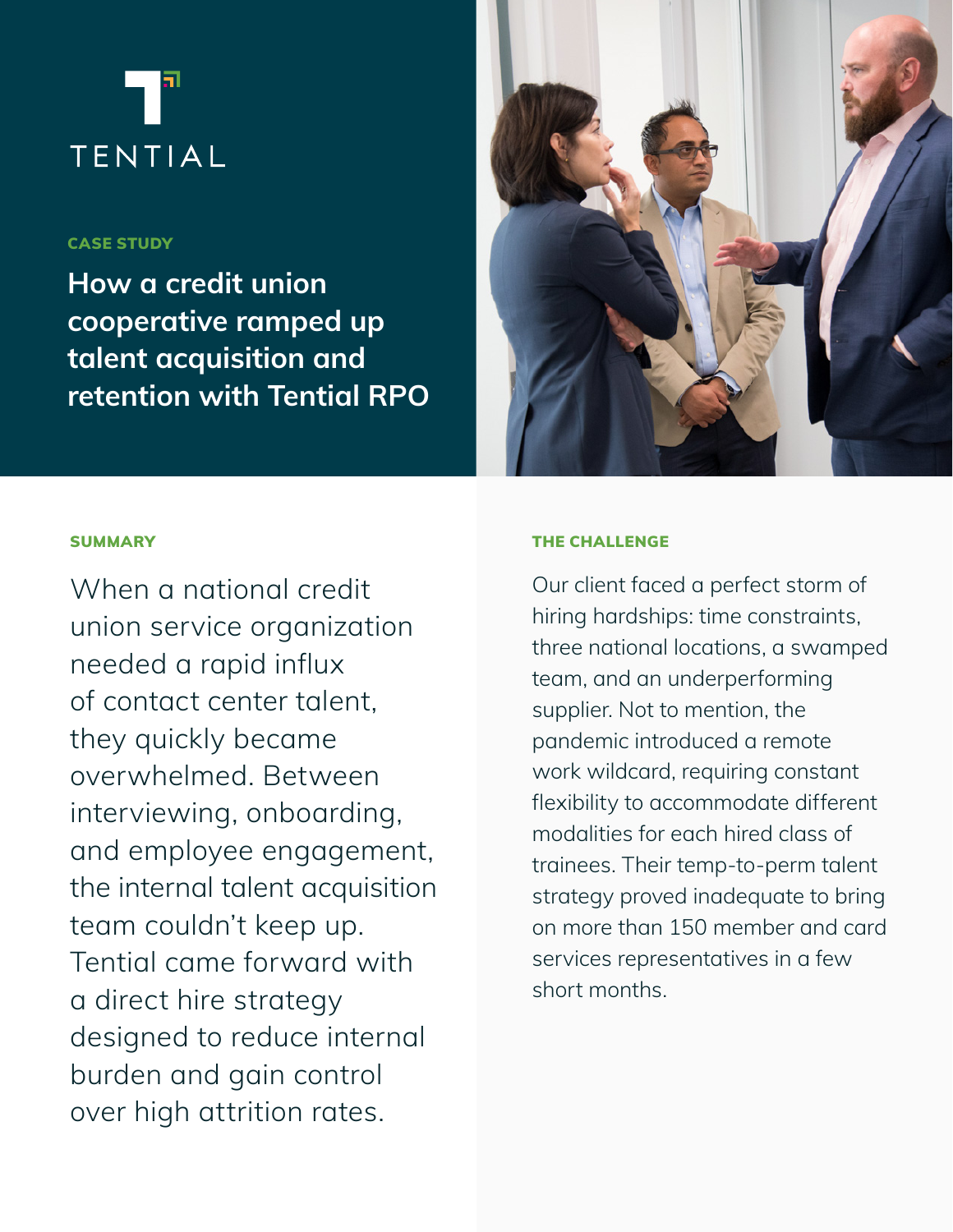TENTIAL

CASE STUDY

# How a credit union cooperative ramped up talent acquisition and retention with Tential RPO

## SUMMARY

When a national credit union service organization needed a rapid influx of contact center talent, they quickly became overwhelmed. Between interviewing, onboarding, and employee engagement, the internal talent acquisition team couldn't keep up. Tential came forward with a direct hire strategy designed to reduce internal burden and gain control over high attrition rates.

## THE CHALLENGE

Our client faced a perfect storm of hiring hardships: time constraints, three national locations, a swamped team, and an underperforming supplier. Not to mention, the pandemic introduced a remote work wildcard, requiring constant flexibility to accommodate different modalities for each hired class of trainees. Their temp-to-perm talent strategy proved inadequate to bring on more than 150 member and card services representatives in a few short months.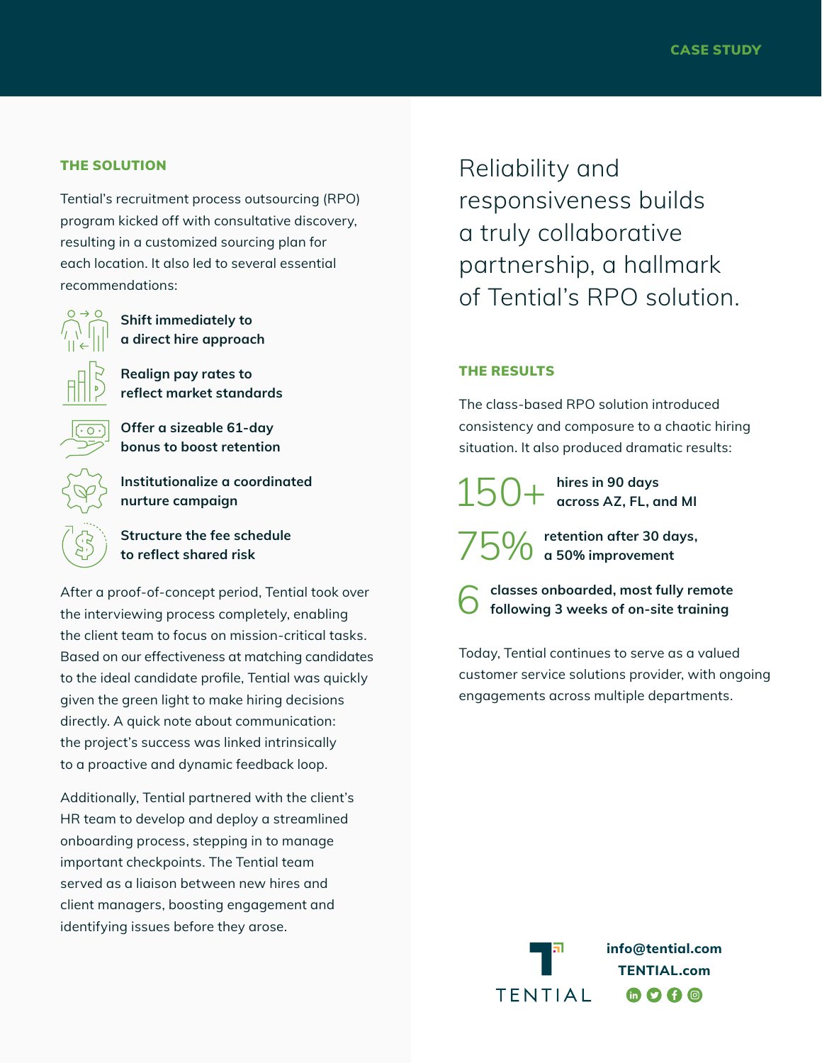CASE STUDY

## THE SOLUTION

Tential's recruitment process outsourcing (RPO) program kicked off with consultative discovery, resulting in a customized sourcing plan for each location. It also led to several essential recommendations:

- **Shift immediately to a direct hire approach**
- **Realign pay rates to reflect market standards**
- **Offer a sizeable 61-day bonus to boost retention**
- **Institutionalize a coordinated nurture campaign**
- **Structure the fee schedule to reflect shared risk**

After a proof-of-concept period, Tential took over the interviewing process completely, enabling the client team to focus on mission-critical tasks. Based on our effectiveness at matching candidates to the ideal candidate profile, Tential was quickly given the green light to make hiring decisions directly. A quick note about communication: the project's success was linked intrinsically to a proactive and dynamic feedback loop.

Additionally, Tential partnered with the client's HR team to develop and deploy a streamlined onboarding process, stepping in to manage important checkpoints. The Tential team served as a liaison between new hires and client managers, boosting engagement and identifying issues before they arose.

Reliability and responsiveness builds a truly collaborative partnership, a hallmark of Tential's RPO solution.

## THE RESULTS

The class-based RPO solution introduced consistency and composure to a chaotic hiring situation. It also produced dramatic results:

150+ **hires in 90 days across AZ, FL, and MI**

75% **retention after 30 days, a 50% improvement**

6 **classes onboarded, most fully remote following 3 weeks of on-site training**

Today, Tential continues to serve as a valued customer service solutions provider, with ongoing engagements across multiple departments.

TENTIAL

**info@tential.com**

**TENTIAL.com**